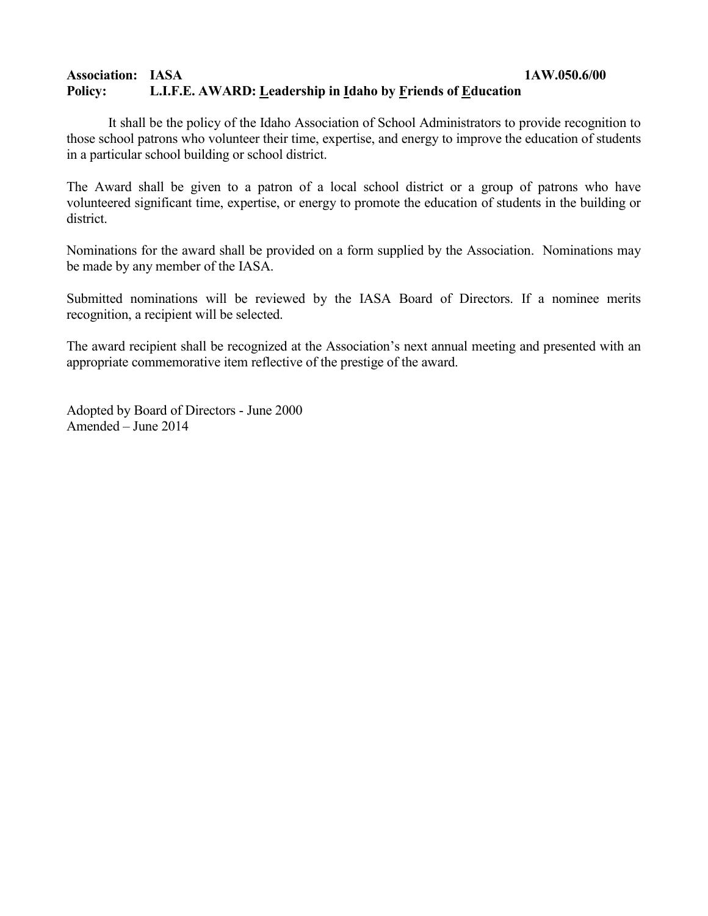**Association: IASA** **1AW.050.6/00**

**Policy: L.I.F.E. AWARD: <u>L</u>eadership in <u>I</u>daho by <u>F</u>riends of <u>E</u>ducation**

It shall be the policy of the Idaho Association of School Administrators to provide recognition to those school patrons who volunteer their time, expertise, and energy to improve the education of students in a particular school building or school district.

The Award shall be given to a patron of a local school district or a group of patrons who have volunteered significant time, expertise, or energy to promote the education of students in the building or district.

Nominations for the award shall be provided on a form supplied by the Association. Nominations may be made by any member of the IASA.

Submitted nominations will be reviewed by the IASA Board of Directors. If a nominee merits recognition, a recipient will be selected.

The award recipient shall be recognized at the Association's next annual meeting and presented with an appropriate commemorative item reflective of the prestige of the award.

Adopted by Board of Directors - June 2000
Amended – June 2014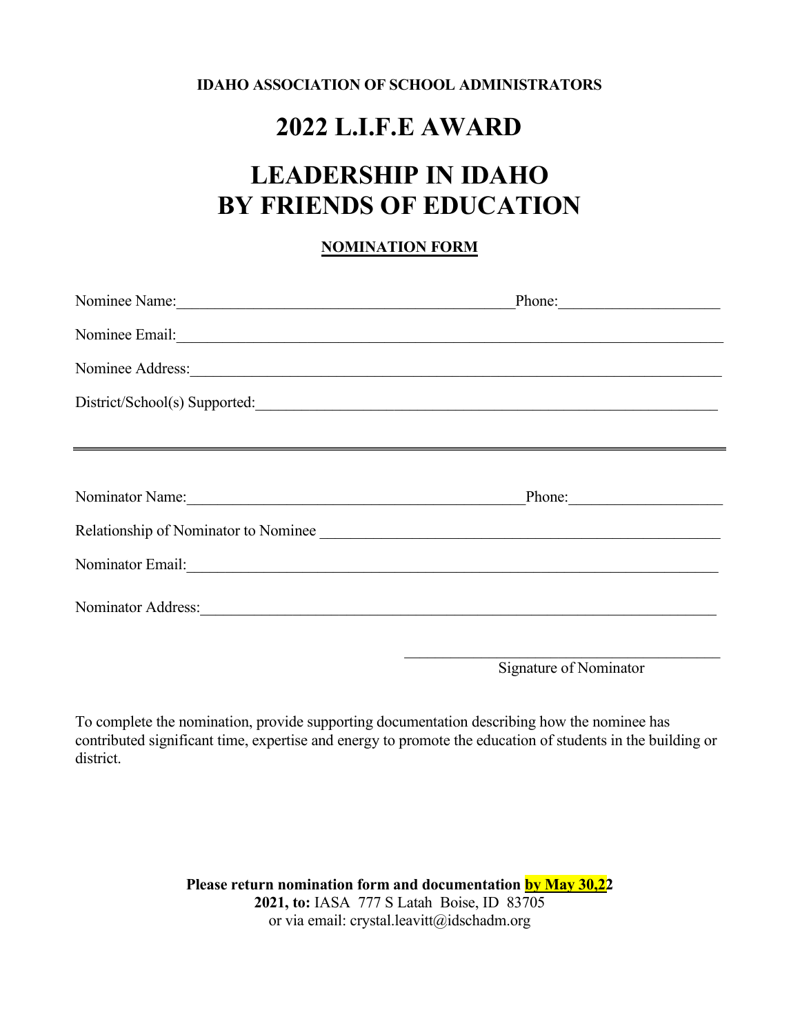**IDAHO ASSOCIATION OF SCHOOL ADMINISTRATORS**

# 2022 L.I.F.E AWARD

# LEADERSHIP IN IDAHO BY FRIENDS OF EDUCATION

**NOMINATION FORM**

Nominee Name:_____________________________________________Phone:____________________

Nominee Email:_________________________________________________________________________

Nominee Address:_______________________________________________________________________

District/School(s) Supported:_______________________________________________________________

---

Nominator Name:_____________________________________________Phone:____________________

Relationship of Nominator to Nominee ______________________________________________________

Nominator Email:________________________________________________________________________

Nominator Address:______________________________________________________________________

_________________________________________
Signature of Nominator

To complete the nomination, provide supporting documentation describing how the nominee has contributed significant time, expertise and energy to promote the education of students in the building or district.

**Please return nomination form and documentation by May 30,22**
**2021, to:** IASA 777 S Latah Boise, ID 83705
or via email: crystal.leavitt@idschadm.org